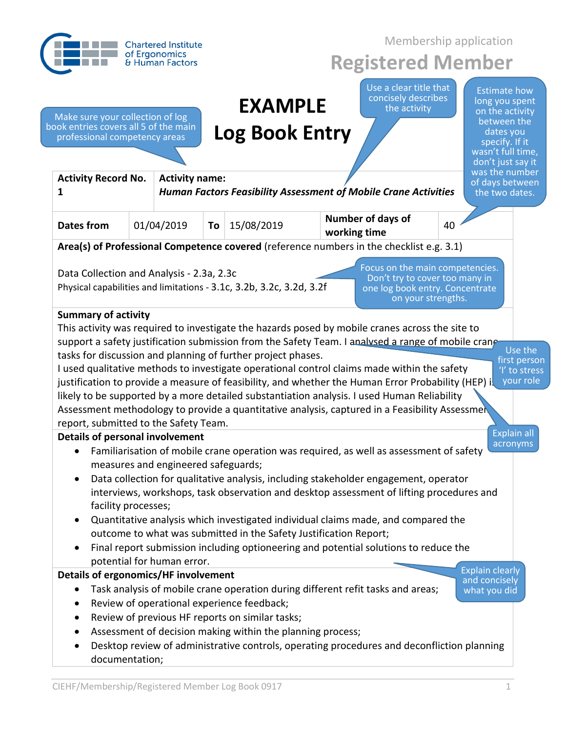Chartered Institute of Ergonomics & Human Factors

Membership application

# Registered Member

# EXAMPLE Log Book Entry

Make sure your collection of log book entries covers all 5 of the main professional competency areas

Use a clear title that concisely describes the activity

Estimate how long you spent on the activity between the dates you specify. If it wasn't full time, don't just say it was the number of days between the two dates.

| **Activity Record No.** 1 | **Activity name:** ***Human Factors Feasibility Assessment of Mobile Crane Activities*** | | | | |
|---|---|---|---|---|---|
| **Dates from** | 01/04/2019 | **To** | 15/08/2019 | **Number of days of working time** | 40 |

**Area(s) of Professional Competence covered** (reference numbers in the checklist e.g. 3.1)

Data Collection and Analysis - 2.3a, 2.3c
Physical capabilities and limitations - 3.1c, 3.2b, 3.2c, 3.2d, 3.2f

Focus on the main competencies. Don't try to cover too many in one log book entry. Concentrate on your strengths.

**Summary of activity**

This activity was required to investigate the hazards posed by mobile cranes across the site to support a safety justification submission from the Safety Team. I analysed a range of mobile crane tasks for discussion and planning of further project phases.
I used qualitative methods to investigate operational control claims made within the safety justification to provide a measure of feasibility, and whether the Human Error Probability (HEP) is likely to be supported by a more detailed substantiation analysis. I used Human Reliability Assessment methodology to provide a quantitative analysis, captured in a Feasibility Assessment report, submitted to the Safety Team.

Use the first person 'I' to stress your role

Explain all acronyms

**Details of personal involvement**

- Familiarisation of mobile crane operation was required, as well as assessment of safety measures and engineered safeguards;
- Data collection for qualitative analysis, including stakeholder engagement, operator interviews, workshops, task observation and desktop assessment of lifting procedures and facility processes;
- Quantitative analysis which investigated individual claims made, and compared the outcome to what was submitted in the Safety Justification Report;
- Final report submission including optioneering and potential solutions to reduce the potential for human error.

Explain clearly and concisely what you did

**Details of ergonomics/HF involvement**

- Task analysis of mobile crane operation during different refit tasks and areas;
- Review of operational experience feedback;
- Review of previous HF reports on similar tasks;
- Assessment of decision making within the planning process;
- Desktop review of administrative controls, operating procedures and deconfliction planning documentation;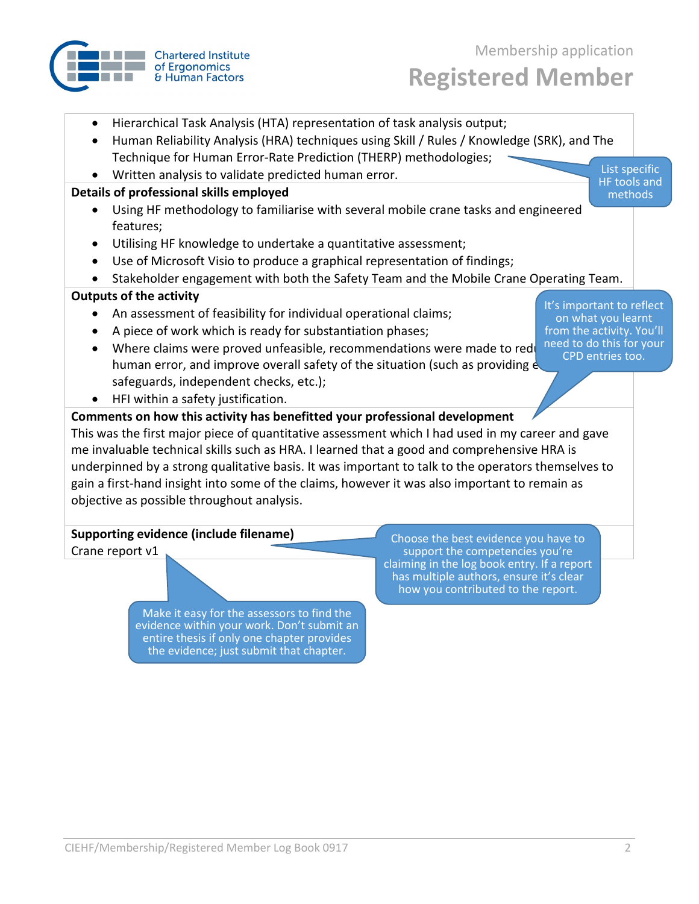- Hierarchical Task Analysis (HTA) representation of task analysis output;
- Human Reliability Analysis (HRA) techniques using Skill / Rules / Knowledge (SRK), and The Technique for Human Error-Rate Prediction (THERP) methodologies;
- Written analysis to validate predicted human error.

List specific HF tools and methods

**Details of professional skills employed**

- Using HF methodology to familiarise with several mobile crane tasks and engineered features;
- Utilising HF knowledge to undertake a quantitative assessment;
- Use of Microsoft Visio to produce a graphical representation of findings;
- Stakeholder engagement with both the Safety Team and the Mobile Crane Operating Team.

**Outputs of the activity**

- An assessment of feasibility for individual operational claims;
- A piece of work which is ready for substantiation phases;
- Where claims were proved unfeasible, recommendations were made to red[...] human error, and improve overall safety of the situation (such as providing e[...] safeguards, independent checks, etc.);
- HFI within a safety justification.

It's important to reflect on what you learnt from the activity. You'll need to do this for your CPD entries too.

**Comments on how this activity has benefitted your professional development**

This was the first major piece of quantitative assessment which I had used in my career and gave me invaluable technical skills such as HRA. I learned that a good and comprehensive HRA is underpinned by a strong qualitative basis. It was important to talk to the operators themselves to gain a first-hand insight into some of the claims, however it was also important to remain as objective as possible throughout analysis.

**Supporting evidence (include filename)**

Crane report v1

Choose the best evidence you have to support the competencies you're claiming in the log book entry. If a report has multiple authors, ensure it's clear how you contributed to the report.

Make it easy for the assessors to find the evidence within your work. Don't submit an entire thesis if only one chapter provides the evidence; just submit that chapter.